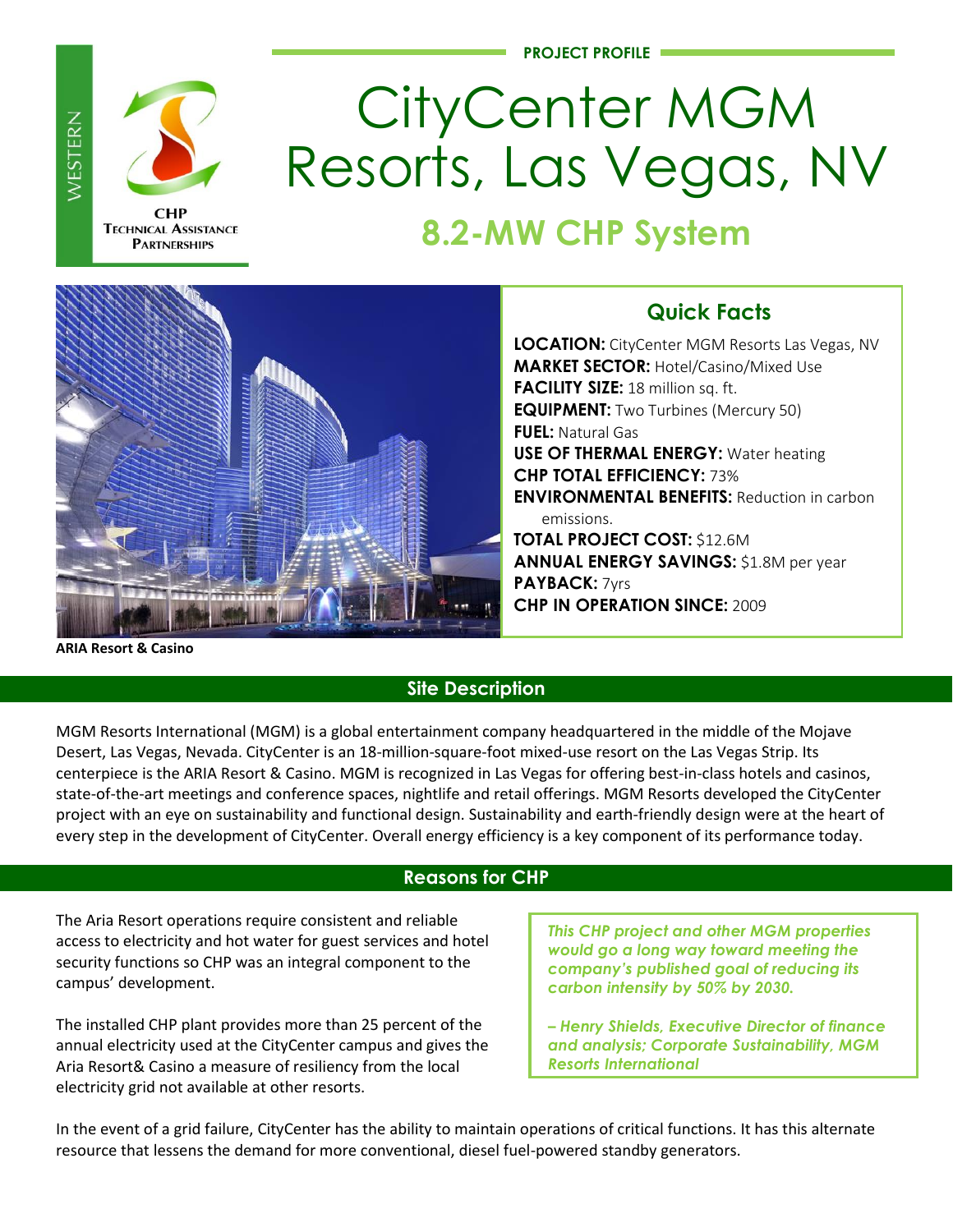WESTERN

CHP
TECHNICAL ASSISTANCE
PARTNERSHIPS

PROJECT PROFILE

# CityCenter MGM Resorts, Las Vegas, NV

## 8.2-MW CHP System

ARIA Resort & Casino

### Quick Facts

**LOCATION:** CityCenter MGM Resorts Las Vegas, NV
**MARKET SECTOR:** Hotel/Casino/Mixed Use
**FACILITY SIZE:** 18 million sq. ft.
**EQUIPMENT:** Two Turbines (Mercury 50)
**FUEL:** Natural Gas
**USE OF THERMAL ENERGY:** Water heating
**CHP TOTAL EFFICIENCY:** 73%
**ENVIRONMENTAL BENEFITS:** Reduction in carbon emissions.
**TOTAL PROJECT COST:** $12.6M
**ANNUAL ENERGY SAVINGS:** $1.8M per year
**PAYBACK:** 7yrs
**CHP IN OPERATION SINCE:** 2009

## Site Description

MGM Resorts International (MGM) is a global entertainment company headquartered in the middle of the Mojave Desert, Las Vegas, Nevada. CityCenter is an 18-million-square-foot mixed-use resort on the Las Vegas Strip. Its centerpiece is the ARIA Resort & Casino. MGM is recognized in Las Vegas for offering best-in-class hotels and casinos, state-of-the-art meetings and conference spaces, nightlife and retail offerings. MGM Resorts developed the CityCenter project with an eye on sustainability and functional design. Sustainability and earth-friendly design were at the heart of every step in the development of CityCenter. Overall energy efficiency is a key component of its performance today.

## Reasons for CHP

The Aria Resort operations require consistent and reliable access to electricity and hot water for guest services and hotel security functions so CHP was an integral component to the campus' development.

The installed CHP plant provides more than 25 percent of the annual electricity used at the CityCenter campus and gives the Aria Resort& Casino a measure of resiliency from the local electricity grid not available at other resorts.

> *This CHP project and other MGM properties would go a long way toward meeting the company's published goal of reducing its carbon intensity by 50% by 2030.*
>
> *– Henry Shields, Executive Director of finance and analysis; Corporate Sustainability, MGM Resorts International*

In the event of a grid failure, CityCenter has the ability to maintain operations of critical functions. It has this alternate resource that lessens the demand for more conventional, diesel fuel-powered standby generators.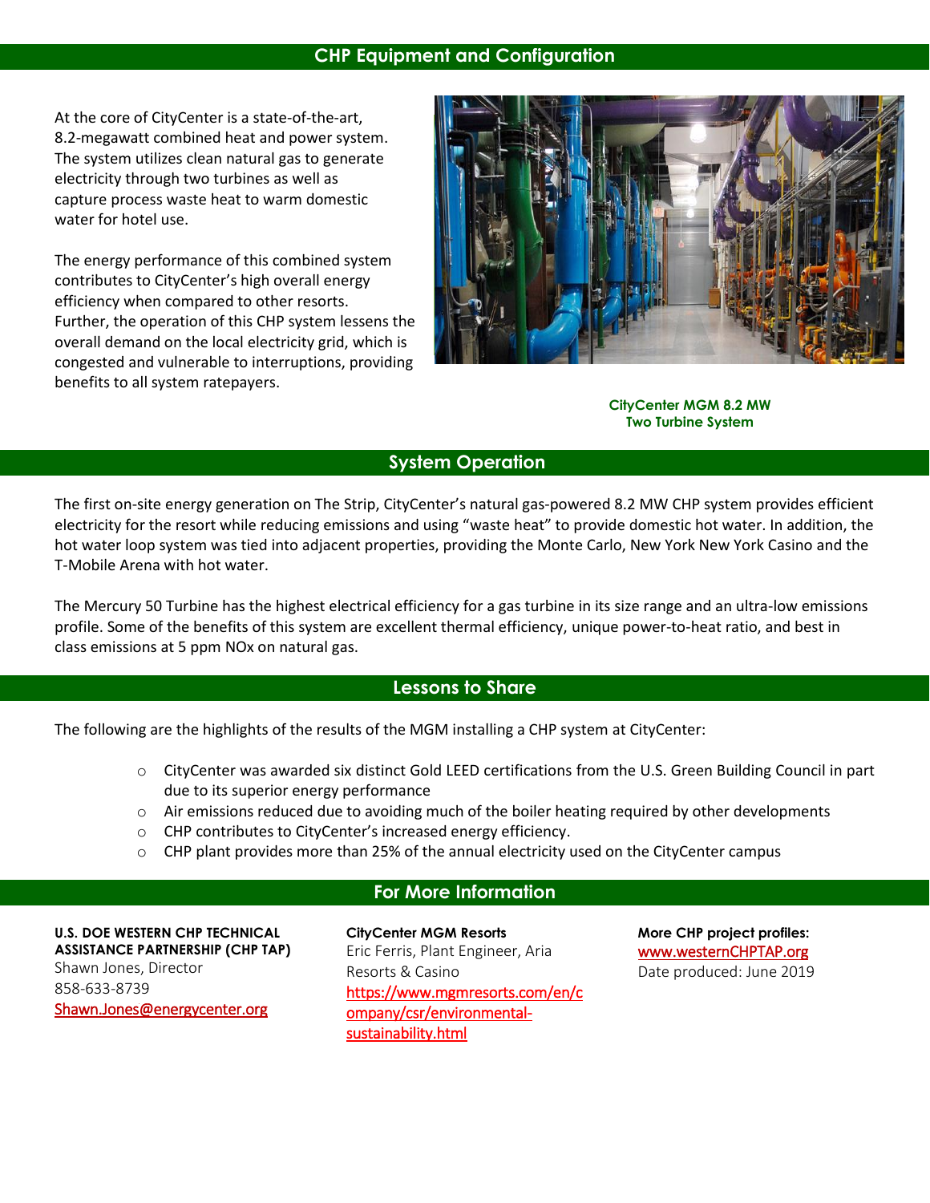## CHP Equipment and Configuration

At the core of CityCenter is a state-of-the-art, 8.2-megawatt combined heat and power system. The system utilizes clean natural gas to generate electricity through two turbines as well as capture process waste heat to warm domestic water for hotel use.

The energy performance of this combined system contributes to CityCenter's high overall energy efficiency when compared to other resorts. Further, the operation of this CHP system lessens the overall demand on the local electricity grid, which is congested and vulnerable to interruptions, providing benefits to all system ratepayers.

**CityCenter MGM 8.2 MW Two Turbine System**

## System Operation

The first on-site energy generation on The Strip, CityCenter's natural gas-powered 8.2 MW CHP system provides efficient electricity for the resort while reducing emissions and using "waste heat" to provide domestic hot water. In addition, the hot water loop system was tied into adjacent properties, providing the Monte Carlo, New York New York Casino and the T-Mobile Arena with hot water.

The Mercury 50 Turbine has the highest electrical efficiency for a gas turbine in its size range and an ultra-low emissions profile. Some of the benefits of this system are excellent thermal efficiency, unique power-to-heat ratio, and best in class emissions at 5 ppm NOx on natural gas.

## Lessons to Share

The following are the highlights of the results of the MGM installing a CHP system at CityCenter:

- CityCenter was awarded six distinct Gold LEED certifications from the U.S. Green Building Council in part due to its superior energy performance
- Air emissions reduced due to avoiding much of the boiler heating required by other developments
- CHP contributes to CityCenter's increased energy efficiency.
- CHP plant provides more than 25% of the annual electricity used on the CityCenter campus

## For More Information

**U.S. DOE WESTERN CHP TECHNICAL ASSISTANCE PARTNERSHIP (CHP TAP)**
Shawn Jones, Director
858-633-8739
Shawn.Jones@energycenter.org

**CityCenter MGM Resorts**
Eric Ferris, Plant Engineer, Aria Resorts & Casino
https://www.mgmresorts.com/en/company/csr/environmental-sustainability.html

**More CHP project profiles:**
www.westernCHPTAP.org
Date produced: June 2019